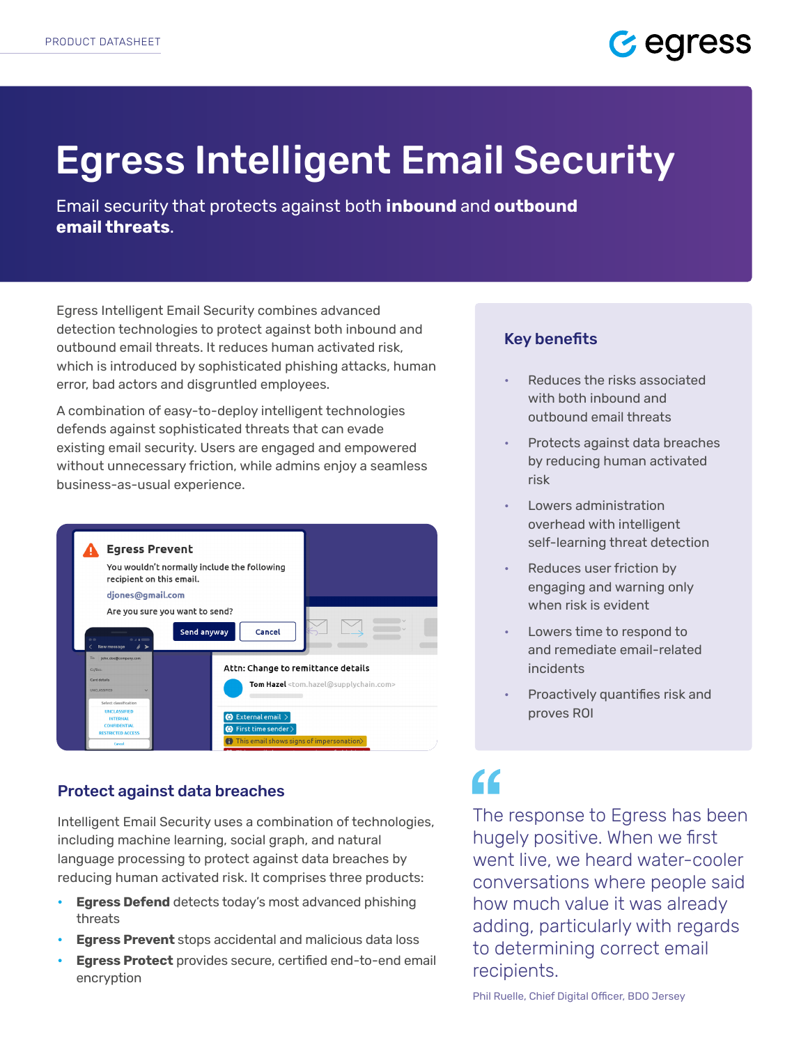PRODUCT DATASHEET

# Egress Intelligent Email Security

Email security that protects against both **inbound** and **outbound** **email threats**.

Egress Intelligent Email Security combines advanced detection technologies to protect against both inbound and outbound email threats. It reduces human activated risk, which is introduced by sophisticated phishing attacks, human error, bad actors and disgruntled employees.

A combination of easy-to-deploy intelligent technologies defends against sophisticated threats that can evade existing email security. Users are engaged and empowered without unnecessary friction, while admins enjoy a seamless business-as-usual experience.

## Key benefits

- Reduces the risks associated with both inbound and outbound email threats
- Protects against data breaches by reducing human activated risk
- Lowers administration overhead with intelligent self-learning threat detection
- Reduces user friction by engaging and warning only when risk is evident
- Lowers time to respond to and remediate email-related incidents
- Proactively quantifies risk and proves ROI

## Protect against data breaches

Intelligent Email Security uses a combination of technologies, including machine learning, social graph, and natural language processing to protect against data breaches by reducing human activated risk. It comprises three products:

- **Egress Defend** detects today's most advanced phishing threats
- **Egress Prevent** stops accidental and malicious data loss
- **Egress Protect** provides secure, certified end-to-end email encryption

> The response to Egress has been hugely positive. When we first went live, we heard water-cooler conversations where people said how much value it was already adding, particularly with regards to determining correct email recipients.
>
> Phil Ruelle, Chief Digital Officer, BDO Jersey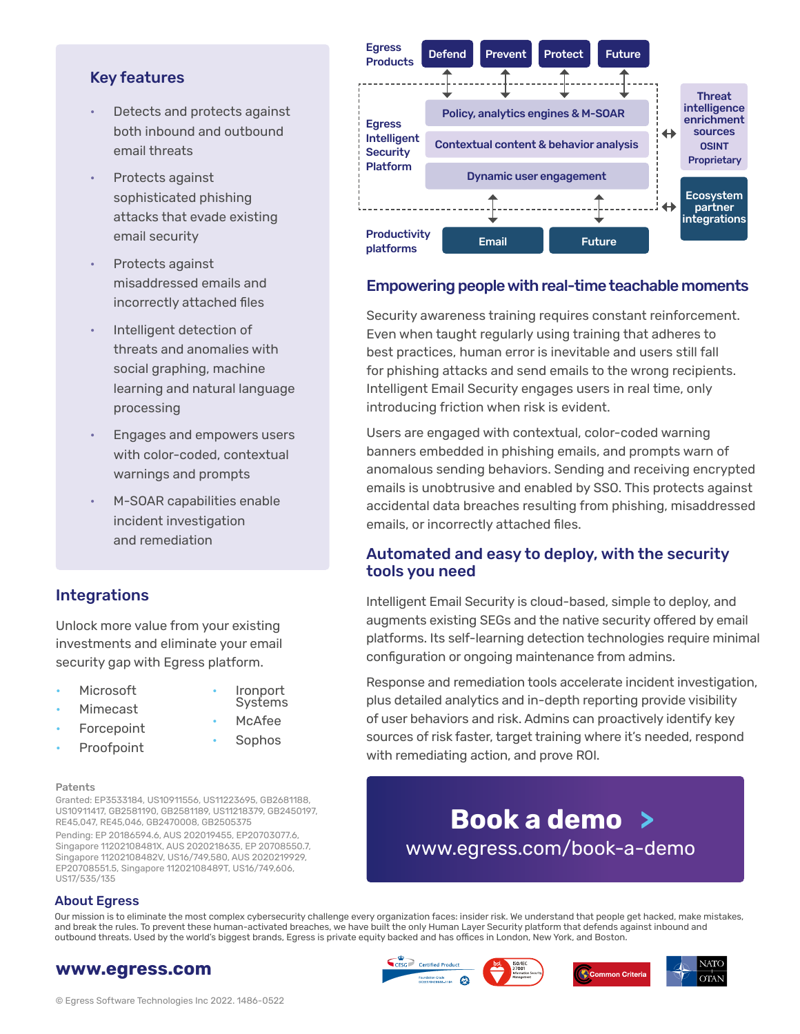## Key features

- Detects and protects against both inbound and outbound email threats
- Protects against sophisticated phishing attacks that evade existing email security
- Protects against misaddressed emails and incorrectly attached files
- Intelligent detection of threats and anomalies with social graphing, machine learning and natural language processing
- Engages and empowers users with color-coded, contextual warnings and prompts
- M-SOAR capabilities enable incident investigation and remediation

## Integrations

Unlock more value from your existing investments and eliminate your email security gap with Egress platform.

- Microsoft
- Mimecast
- Forcepoint
- Proofpoint
- Ironport Systems
- McAfee
- Sophos

**Patents**

Granted: EP3533184, US10911556, US11223695, GB2681188, US10911417, GB2581190, GB2581189, US11218379, GB2450197, RE45,047, RE45,046, GB2470008, GB2505375

Pending: EP 20186594.6, AUS 202019455, EP20703077.6, Singapore 11202108481X, AUS 2020218635, EP 20708550.7, Singapore 11202108482V, US16/749,580, AUS 2020219929, EP20708551.5, Singapore 11202108489T, US16/749,606, US17/535/135

Egress Products
Defend
Prevent
Protect
Future

Egress Intelligent Security Platform
Policy, analytics engines & M-SOAR
Contextual content & behavior analysis
Dynamic user engagement

Threat intelligence enrichment sources
OSINT
Proprietary

Ecosystem partner integrations

Productivity platforms
Email
Future

## Empowering people with real-time teachable moments

Security awareness training requires constant reinforcement. Even when taught regularly using training that adheres to best practices, human error is inevitable and users still fall for phishing attacks and send emails to the wrong recipients. Intelligent Email Security engages users in real time, only introducing friction when risk is evident.

Users are engaged with contextual, color-coded warning banners embedded in phishing emails, and prompts warn of anomalous sending behaviors. Sending and receiving encrypted emails is unobtrusive and enabled by SSO. This protects against accidental data breaches resulting from phishing, misaddressed emails, or incorrectly attached files.

## Automated and easy to deploy, with the security tools you need

Intelligent Email Security is cloud-based, simple to deploy, and augments existing SEGs and the native security offered by email platforms. Its self-learning detection technologies require minimal configuration or ongoing maintenance from admins.

Response and remediation tools accelerate incident investigation, plus detailed analytics and in-depth reporting provide visibility of user behaviors and risk. Admins can proactively identify key sources of risk faster, target training where it's needed, respond with remediating action, and prove ROI.

**Book a demo >**
www.egress.com/book-a-demo

### About Egress

Our mission is to eliminate the most complex cybersecurity challenge every organization faces: insider risk. We understand that people get hacked, make mistakes, and break the rules. To prevent these human-activated breaches, we have built the only Human Layer Security platform that defends against inbound and outbound threats. Used by the world's biggest brands, Egress is private equity backed and has offices in London, New York, and Boston.

**www.egress.com**

© Egress Software Technologies Inc 2022. 1486-0522